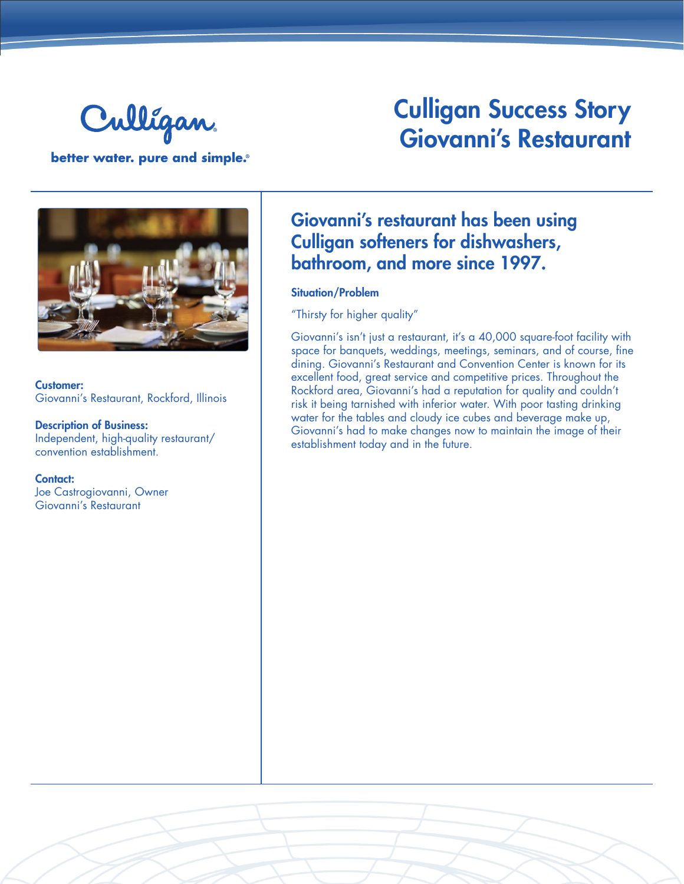Culligan

better water. pure and simple.®

# Culligan Success Story
# Giovanni's Restaurant

**Customer:**
Giovanni's Restaurant, Rockford, Illinois

**Description of Business:**
Independent, high-quality restaurant/convention establishment.

**Contact:**
Joe Castrogiovanni, Owner
Giovanni's Restaurant

## Giovanni's restaurant has been using Culligan softeners for dishwashers, bathroom, and more since 1997.

### Situation/Problem

"Thirsty for higher quality"

Giovanni's isn't just a restaurant, it's a 40,000 square-foot facility with space for banquets, weddings, meetings, seminars, and of course, fine dining. Giovanni's Restaurant and Convention Center is known for its excellent food, great service and competitive prices. Throughout the Rockford area, Giovanni's had a reputation for quality and couldn't risk it being tarnished with inferior water. With poor tasting drinking water for the tables and cloudy ice cubes and beverage make up, Giovanni's had to make changes now to maintain the image of their establishment today and in the future.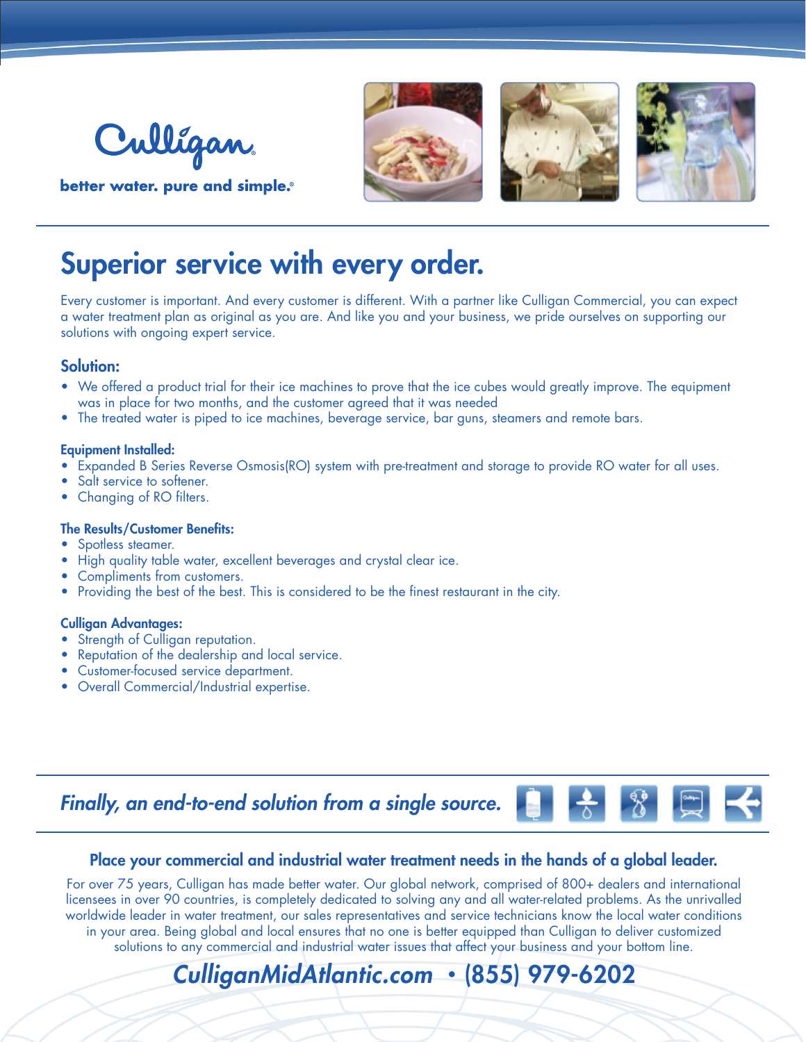Culligan

**better water. pure and simple.®**

# Superior service with every order.

Every customer is important. And every customer is different. With a partner like Culligan Commercial, you can expect a water treatment plan as original as you are. And like you and your business, we pride ourselves on supporting our solutions with ongoing expert service.

## Solution:

- We offered a product trial for their ice machines to prove that the ice cubes would greatly improve. The equipment was in place for two months, and the customer agreed that it was needed
- The treated water is piped to ice machines, beverage service, bar guns, steamers and remote bars.

### Equipment Installed:

- Expanded B Series Reverse Osmosis(RO) system with pre-treatment and storage to provide RO water for all uses.
- Salt service to softener.
- Changing of RO filters.

### The Results/Customer Benefits:

- Spotless steamer.
- High quality table water, excellent beverages and crystal clear ice.
- Compliments from customers.
- Providing the best of the best. This is considered to be the finest restaurant in the city.

### Culligan Advantages:

- Strength of Culligan reputation.
- Reputation of the dealership and local service.
- Customer-focused service department.
- Overall Commercial/Industrial expertise.

*Finally, an end-to-end solution from a single source.*

### Place your commercial and industrial water treatment needs in the hands of a global leader.

For over 75 years, Culligan has made better water. Our global network, comprised of 800+ dealers and international licensees in over 90 countries, is completely dedicated to solving any and all water-related problems. As the unrivalled worldwide leader in water treatment, our sales representatives and service technicians know the local water conditions in your area. Being global and local ensures that no one is better equipped than Culligan to deliver customized solutions to any commercial and industrial water issues that affect your business and your bottom line.

*CulliganMidAtlantic.com* • (855) 979-6202